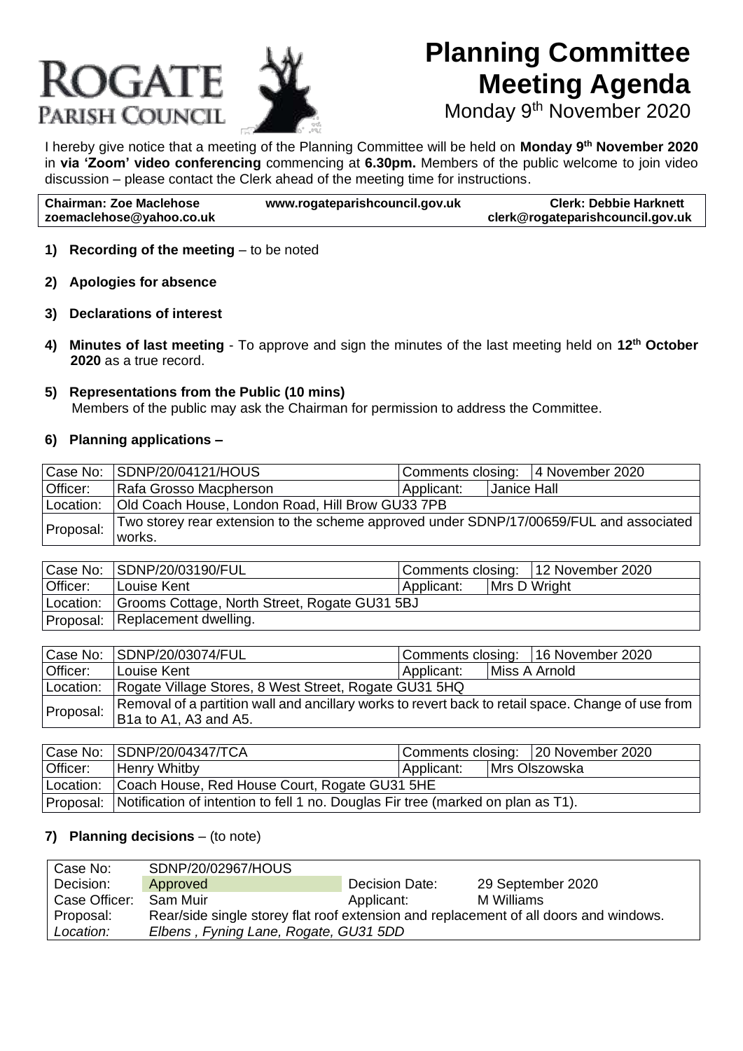# ROGATE PARISH COUNCIL

# Planning Committee Meeting Agenda

Monday 9th November 2020

I hereby give notice that a meeting of the Planning Committee will be held on **Monday 9th November 2020** in **via 'Zoom' video conferencing** commencing at **6.30pm.** Members of the public welcome to join video discussion – please contact the Clerk ahead of the meeting time for instructions.

| **Chairman: Zoe Maclehose** **zoemaclehose@yahoo.co.uk** | **www.rogateparishcouncil.gov.uk** | **Clerk: Debbie Harknett** **clerk@rogateparishcouncil.gov.uk** |
|---|---|---|

1) **Recording of the meeting** – to be noted

2) **Apologies for absence**

3) **Declarations of interest**

4) **Minutes of last meeting** - To approve and sign the minutes of the last meeting held on **12th October 2020** as a true record.

5) **Representations from the Public (10 mins)**
   Members of the public may ask the Chairman for permission to address the Committee.

6) **Planning applications –**

| Case No: | SDNP/20/04121/HOUS | Comments closing: | 4 November 2020 |
|---|---|---|---|
| Officer: | Rafa Grosso Macpherson | Applicant: | Janice Hall |
| Location: | Old Coach House, London Road, Hill Brow GU33 7PB | | |
| Proposal: | Two storey rear extension to the scheme approved under SDNP/17/00659/FUL and associated works. | | |

| Case No: | SDNP/20/03190/FUL | Comments closing: | 12 November 2020 |
|---|---|---|---|
| Officer: | Louise Kent | Applicant: | Mrs D Wright |
| Location: | Grooms Cottage, North Street, Rogate GU31 5BJ | | |
| Proposal: | Replacement dwelling. | | |

| Case No: | SDNP/20/03074/FUL | Comments closing: | 16 November 2020 |
|---|---|---|---|
| Officer: | Louise Kent | Applicant: | Miss A Arnold |
| Location: | Rogate Village Stores, 8 West Street, Rogate GU31 5HQ | | |
| Proposal: | Removal of a partition wall and ancillary works to revert back to retail space. Change of use from B1a to A1, A3 and A5. | | |

| Case No: | SDNP/20/04347/TCA | Comments closing: | 20 November 2020 |
|---|---|---|---|
| Officer: | Henry Whitby | Applicant: | Mrs Olszowska |
| Location: | Coach House, Red House Court, Rogate GU31 5HE | | |
| Proposal: | Notification of intention to fell 1 no. Douglas Fir tree (marked on plan as T1). | | |

7) **Planning decisions** – (to note)

| Case No: | SDNP/20/02967/HOUS | | |
|---|---|---|---|
| Decision: | Approved | Decision Date: | 29 September 2020 |
| Case Officer: | Sam Muir | Applicant: | M Williams |
| Proposal: | Rear/side single storey flat roof extension and replacement of all doors and windows. | | |
| *Location:* | *Elbens , Fyning Lane, Rogate, GU31 5DD* | | |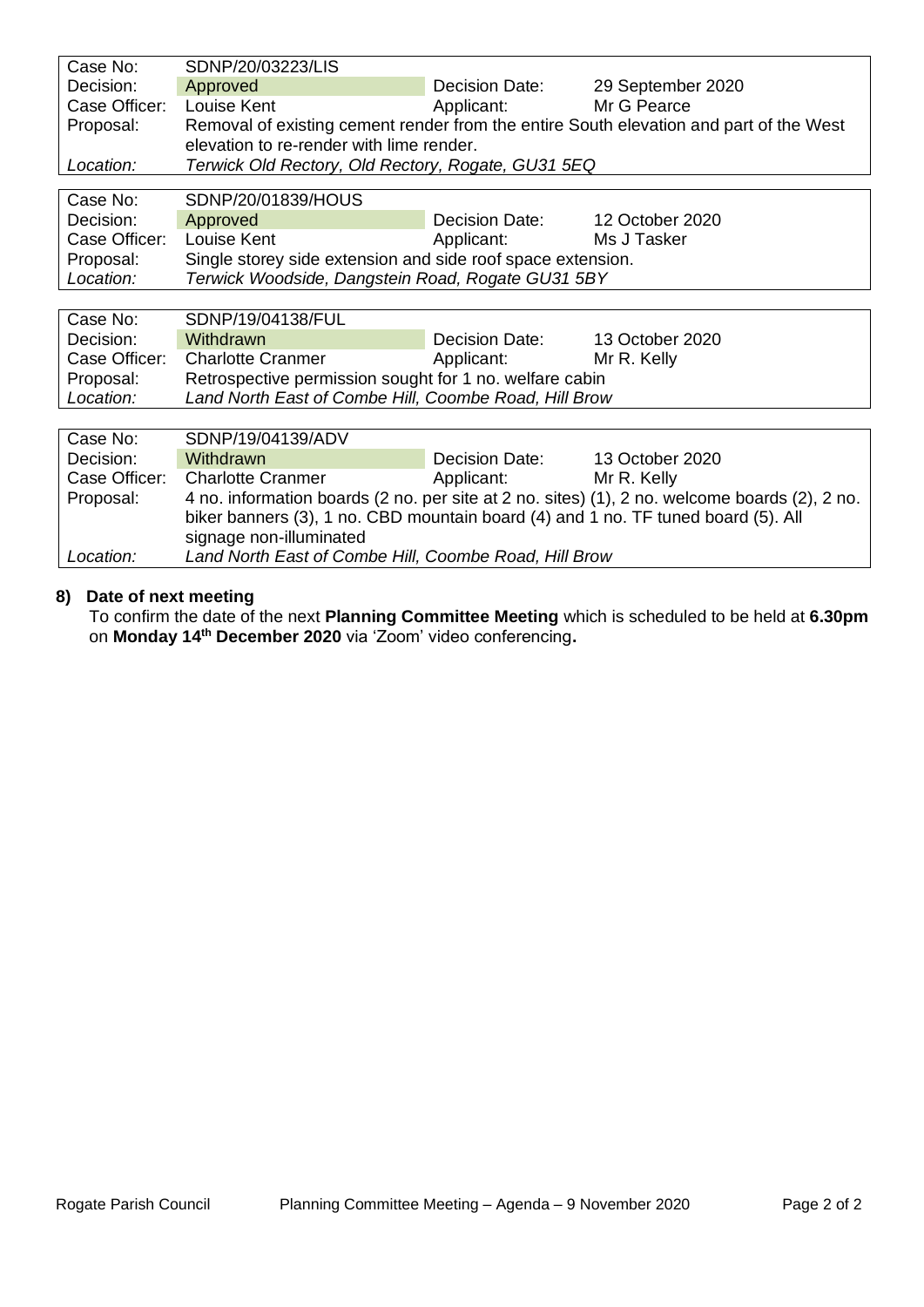| | | | |
|---|---|---|---|
| Case No: | SDNP/20/03223/LIS | | |
| Decision: | Approved | Decision Date: | 29 September 2020 |
| Case Officer: | Louise Kent | Applicant: | Mr G Pearce |
| Proposal: | Removal of existing cement render from the entire South elevation and part of the West elevation to re-render with lime render. | | |
| *Location:* | *Terwick Old Rectory, Old Rectory, Rogate, GU31 5EQ* | | |

| | | | |
|---|---|---|---|
| Case No: | SDNP/20/01839/HOUS | | |
| Decision: | Approved | Decision Date: | 12 October 2020 |
| Case Officer: | Louise Kent | Applicant: | Ms J Tasker |
| Proposal: | Single storey side extension and side roof space extension. | | |
| *Location:* | *Terwick Woodside, Dangstein Road, Rogate GU31 5BY* | | |

| | | | |
|---|---|---|---|
| Case No: | SDNP/19/04138/FUL | | |
| Decision: | Withdrawn | Decision Date: | 13 October 2020 |
| Case Officer: | Charlotte Cranmer | Applicant: | Mr R. Kelly |
| Proposal: | Retrospective permission sought for 1 no. welfare cabin | | |
| *Location:* | *Land North East of Combe Hill, Coombe Road, Hill Brow* | | |

| | | | |
|---|---|---|---|
| Case No: | SDNP/19/04139/ADV | | |
| Decision: | Withdrawn | Decision Date: | 13 October 2020 |
| Case Officer: | Charlotte Cranmer | Applicant: | Mr R. Kelly |
| Proposal: | 4 no. information boards (2 no. per site at 2 no. sites) (1), 2 no. welcome boards (2), 2 no. biker banners (3), 1 no. CBD mountain board (4) and 1 no. TF tuned board (5). All signage non-illuminated | | |
| *Location:* | *Land North East of Combe Hill, Coombe Road, Hill Brow* | | |

**8) Date of next meeting**

To confirm the date of the next **Planning Committee Meeting** which is scheduled to be held at **6.30pm** on **Monday 14th December 2020** via 'Zoom' video conferencing**.**